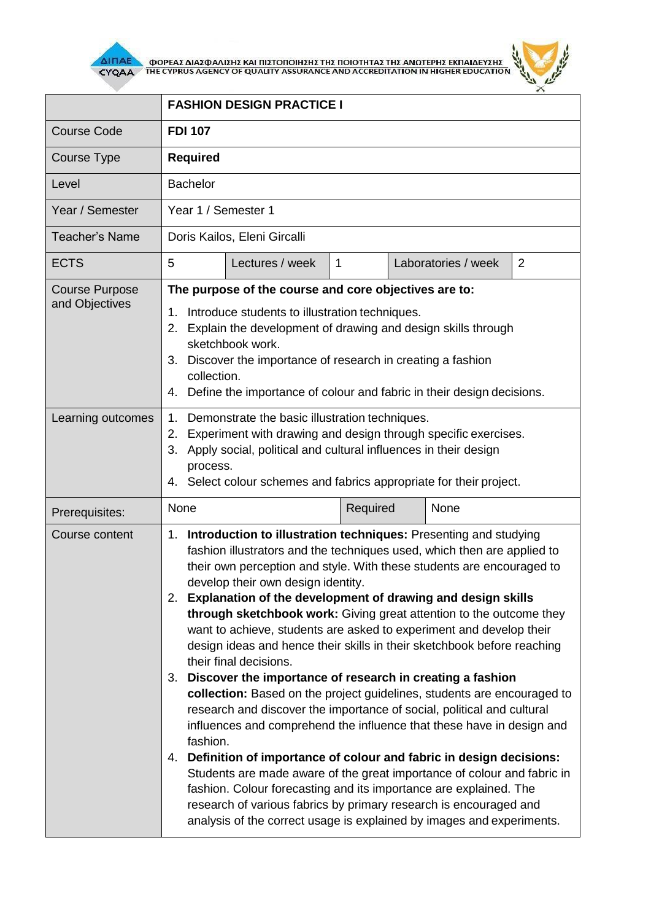| | **FASHION DESIGN PRACTICE I** | | | | |
|---|---|---|---|---|---|
| Course Code | **FDI 107** | | | | |
| Course Type | **Required** | | | | |
| Level | Bachelor | | | | |
| Year / Semester | Year 1 / Semester 1 | | | | |
| Teacher's Name | Doris Kailos, Eleni Gircalli | | | | |
| ECTS | 5 | Lectures / week | 1 | Laboratories / week | 2 |
| Course Purpose and Objectives | **The purpose of the course and core objectives are to:**<br>1. Introduce students to illustration techniques.<br>2. Explain the development of drawing and design skills through sketchbook work.<br>3. Discover the importance of research in creating a fashion collection.<br>4. Define the importance of colour and fabric in their design decisions. | | | | |
| Learning outcomes | 1. Demonstrate the basic illustration techniques.<br>2. Experiment with drawing and design through specific exercises.<br>3. Apply social, political and cultural influences in their design process.<br>4. Select colour schemes and fabrics appropriate for their project. | | | | |
| Prerequisites: | None | | Required | None | |
| Course content | 1. **Introduction to illustration techniques:** Presenting and studying fashion illustrators and the techniques used, which then are applied to their own perception and style. With these students are encouraged to develop their own design identity.<br>2. **Explanation of the development of drawing and design skills through sketchbook work:** Giving great attention to the outcome they want to achieve, students are asked to experiment and develop their design ideas and hence their skills in their sketchbook before reaching their final decisions.<br>3. **Discover the importance of research in creating a fashion collection:** Based on the project guidelines, students are encouraged to research and discover the importance of social, political and cultural influences and comprehend the influence that these have in design and fashion.<br>4. **Definition of importance of colour and fabric in design decisions:** Students are made aware of the great importance of colour and fabric in fashion. Colour forecasting and its importance are explained. The research of various fabrics by primary research is encouraged and analysis of the correct usage is explained by images and experiments. | | | | |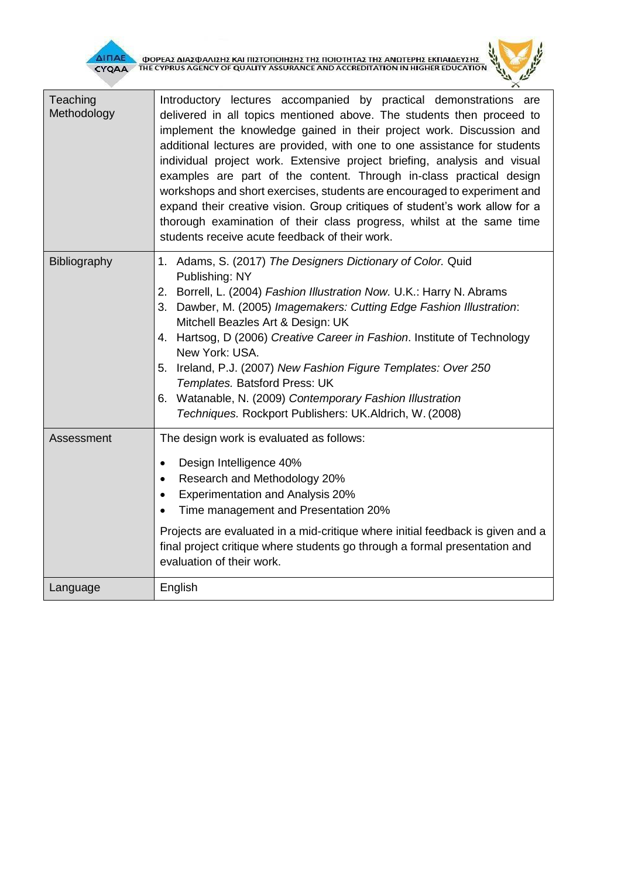| | |
|---|---|
| Teaching Methodology | Introductory lectures accompanied by practical demonstrations are delivered in all topics mentioned above. The students then proceed to implement the knowledge gained in their project work. Discussion and additional lectures are provided, with one to one assistance for students individual project work. Extensive project briefing, analysis and visual examples are part of the content. Through in-class practical design workshops and short exercises, students are encouraged to experiment and expand their creative vision. Group critiques of student's work allow for a thorough examination of their class progress, whilst at the same time students receive acute feedback of their work. |
| Bibliography | 1. Adams, S. (2017) *The Designers Dictionary of Color.* Quid Publishing: NY<br>2. Borrell, L. (2004) *Fashion Illustration Now.* U.K.: Harry N. Abrams<br>3. Dawber, M. (2005) *Imagemakers: Cutting Edge Fashion Illustration*: Mitchell Beazles Art & Design: UK<br>4. Hartsog, D (2006) *Creative Career in Fashion*. Institute of Technology New York: USA.<br>5. Ireland, P.J. (2007) *New Fashion Figure Templates: Over 250 Templates.* Batsford Press: UK<br>6. Watanable, N. (2009) *Contemporary Fashion Illustration Techniques.* Rockport Publishers: UK.Aldrich, W. (2008) |
| Assessment | The design work is evaluated as follows:<br>• Design Intelligence 40%<br>• Research and Methodology 20%<br>• Experimentation and Analysis 20%<br>• Time management and Presentation 20%<br><br>Projects are evaluated in a mid-critique where initial feedback is given and a final project critique where students go through a formal presentation and evaluation of their work. |
| Language | English |